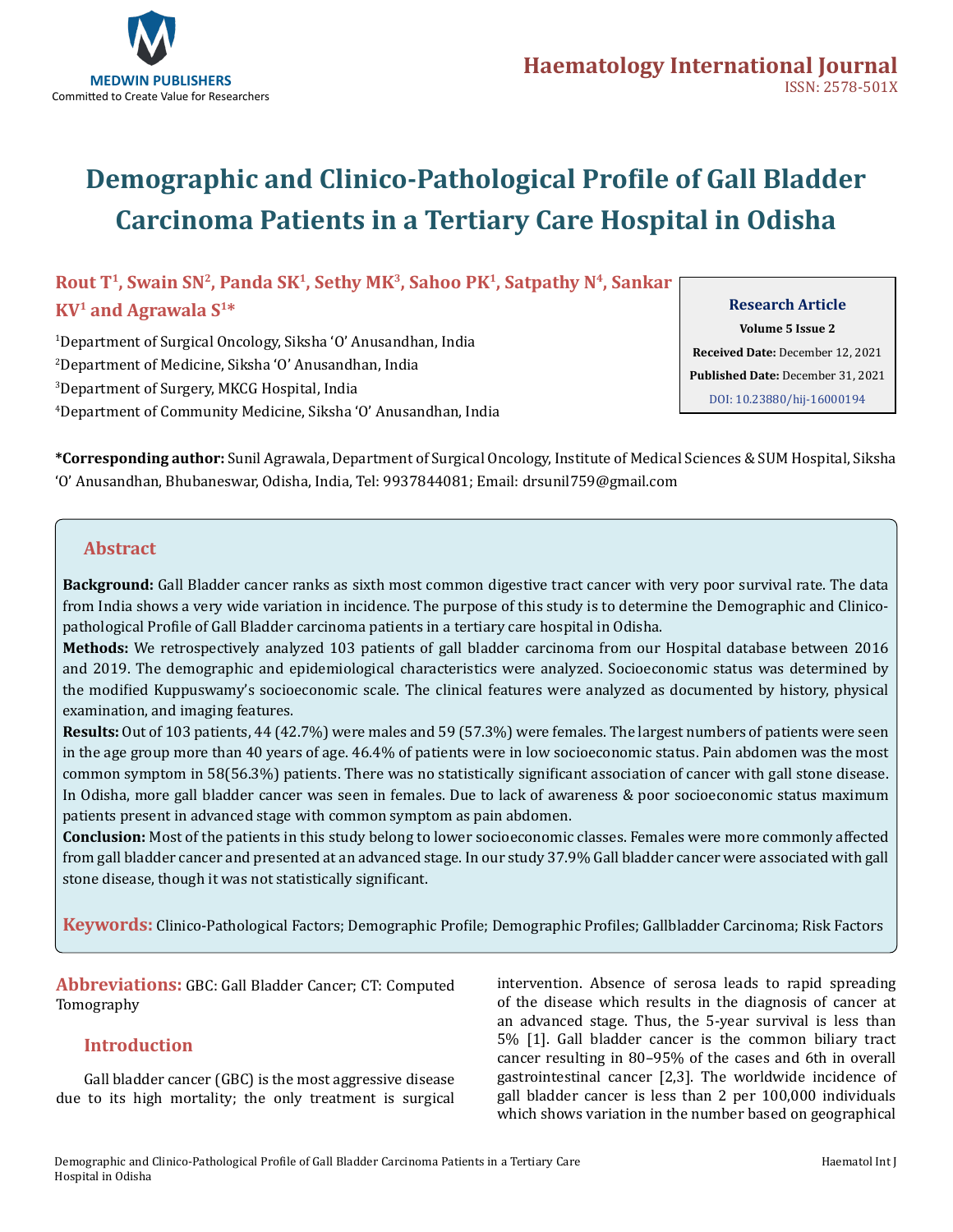# Demographic and Clinico-Pathological Profile of Gall Bladder Carcinoma Patients in a Tertiary Care Hospital in Odisha

**Rout T[1], Swain SN[2], Panda SK[1], Sethy MK[3], Sahoo PK[1], Satpathy N[4], Sankar KV[1] and Agrawala S[1]***

[1]Department of Surgical Oncology, Siksha 'O' Anusandhan, India

[2]Department of Medicine, Siksha 'O' Anusandhan, India

[3]Department of Surgery, MKCG Hospital, India

[4]Department of Community Medicine, Siksha 'O' Anusandhan, India

**Research Article**

**Volume 5 Issue 2**

**Received Date:** December 12, 2021

**Published Date:** December 31, 2021

DOI: 10.23880/hij-16000194

**\*Corresponding author:** Sunil Agrawala, Department of Surgical Oncology, Institute of Medical Sciences & SUM Hospital, Siksha 'O' Anusandhan, Bhubaneswar, Odisha, India, Tel: 9937844081; Email: drsunil759@gmail.com

## Abstract

**Background:** Gall Bladder cancer ranks as sixth most common digestive tract cancer with very poor survival rate. The data from India shows a very wide variation in incidence. The purpose of this study is to determine the Demographic and Clinico-pathological Profile of Gall Bladder carcinoma patients in a tertiary care hospital in Odisha.

**Methods:** We retrospectively analyzed 103 patients of gall bladder carcinoma from our Hospital database between 2016 and 2019. The demographic and epidemiological characteristics were analyzed. Socioeconomic status was determined by the modified Kuppuswamy's socioeconomic scale. The clinical features were analyzed as documented by history, physical examination, and imaging features.

**Results:** Out of 103 patients, 44 (42.7%) were males and 59 (57.3%) were females. The largest numbers of patients were seen in the age group more than 40 years of age. 46.4% of patients were in low socioeconomic status. Pain abdomen was the most common symptom in 58(56.3%) patients. There was no statistically significant association of cancer with gall stone disease. In Odisha, more gall bladder cancer was seen in females. Due to lack of awareness & poor socioeconomic status maximum patients present in advanced stage with common symptom as pain abdomen.

**Conclusion:** Most of the patients in this study belong to lower socioeconomic classes. Females were more commonly affected from gall bladder cancer and presented at an advanced stage. In our study 37.9% Gall bladder cancer were associated with gall stone disease, though it was not statistically significant.

**Keywords:** Clinico-Pathological Factors; Demographic Profile; Demographic Profiles; Gallbladder Carcinoma; Risk Factors

**Abbreviations:** GBC: Gall Bladder Cancer; CT: Computed Tomography

## Introduction

Gall bladder cancer (GBC) is the most aggressive disease due to its high mortality; the only treatment is surgical intervention. Absence of serosa leads to rapid spreading of the disease which results in the diagnosis of cancer at an advanced stage. Thus, the 5-year survival is less than 5% [1]. Gall bladder cancer is the common biliary tract cancer resulting in 80–95% of the cases and 6th in overall gastrointestinal cancer [2,3]. The worldwide incidence of gall bladder cancer is less than 2 per 100,000 individuals which shows variation in the number based on geographical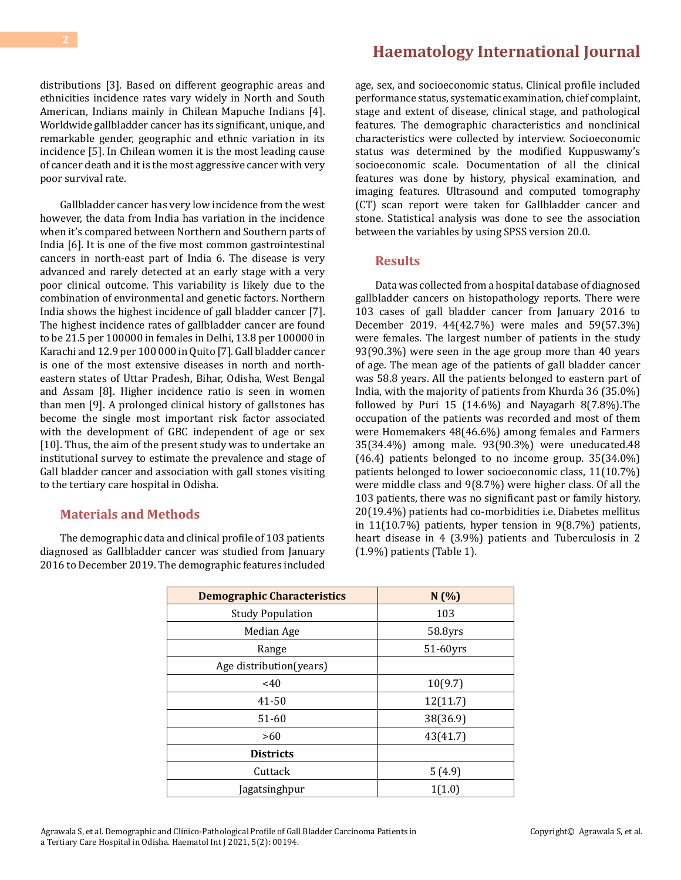distributions [3]. Based on different geographic areas and ethnicities incidence rates vary widely in North and South American, Indians mainly in Chilean Mapuche Indians [4]. Worldwide gallbladder cancer has its significant, unique, and remarkable gender, geographic and ethnic variation in its incidence [5]. In Chilean women it is the most leading cause of cancer death and it is the most aggressive cancer with very poor survival rate.

Gallbladder cancer has very low incidence from the west however, the data from India has variation in the incidence when it's compared between Northern and Southern parts of India [6]. It is one of the five most common gastrointestinal cancers in north-east part of India 6. The disease is very advanced and rarely detected at an early stage with a very poor clinical outcome. This variability is likely due to the combination of environmental and genetic factors. Northern India shows the highest incidence of gall bladder cancer [7]. The highest incidence rates of gallbladder cancer are found to be 21.5 per 100000 in females in Delhi, 13.8 per 100000 in Karachi and 12.9 per 100 000 in Quito [7]. Gall bladder cancer is one of the most extensive diseases in north and north-eastern states of Uttar Pradesh, Bihar, Odisha, West Bengal and Assam [8]. Higher incidence ratio is seen in women than men [9]. A prolonged clinical history of gallstones has become the single most important risk factor associated with the development of GBC independent of age or sex [10]. Thus, the aim of the present study was to undertake an institutional survey to estimate the prevalence and stage of Gall bladder cancer and association with gall stones visiting to the tertiary care hospital in Odisha.

## Materials and Methods

The demographic data and clinical profile of 103 patients diagnosed as Gallbladder cancer was studied from January 2016 to December 2019. The demographic features included age, sex, and socioeconomic status. Clinical profile included performance status, systematic examination, chief complaint, stage and extent of disease, clinical stage, and pathological features. The demographic characteristics and nonclinical characteristics were collected by interview. Socioeconomic status was determined by the modified Kuppuswamy's socioeconomic scale. Documentation of all the clinical features was done by history, physical examination, and imaging features. Ultrasound and computed tomography (CT) scan report were taken for Gallbladder cancer and stone. Statistical analysis was done to see the association between the variables by using SPSS version 20.0.

## Results

Data was collected from a hospital database of diagnosed gallbladder cancers on histopathology reports. There were 103 cases of gall bladder cancer from January 2016 to December 2019. 44(42.7%) were males and 59(57.3%) were females. The largest number of patients in the study 93(90.3%) were seen in the age group more than 40 years of age. The mean age of the patients of gall bladder cancer was 58.8 years. All the patients belonged to eastern part of India, with the majority of patients from Khurda 36 (35.0%) followed by Puri 15 (14.6%) and Nayagarh 8(7.8%).The occupation of the patients was recorded and most of them were Homemakers 48(46.6%) among females and Farmers 35(34.4%) among male. 93(90.3%) were uneducated.48 (46.4) patients belonged to no income group. 35(34.0%) patients belonged to lower socioeconomic class, 11(10.7%) were middle class and 9(8.7%) were higher class. Of all the 103 patients, there was no significant past or family history. 20(19.4%) patients had co-morbidities i.e. Diabetes mellitus in 11(10.7%) patients, hyper tension in 9(8.7%) patients, heart disease in 4 (3.9%) patients and Tuberculosis in 2 (1.9%) patients (Table 1).

| Demographic Characteristics | N (%) |
|---|---|
| Study Population | 103 |
| Median Age | 58.8yrs |
| Range | 51-60yrs |
| Age distribution(years) | |
| <40 | 10(9.7) |
| 41-50 | 12(11.7) |
| 51-60 | 38(36.9) |
| >60 | 43(41.7) |
| **Districts** | |
| Cuttack | 5 (4.9) |
| Jagatsinghpur | 1(1.0) |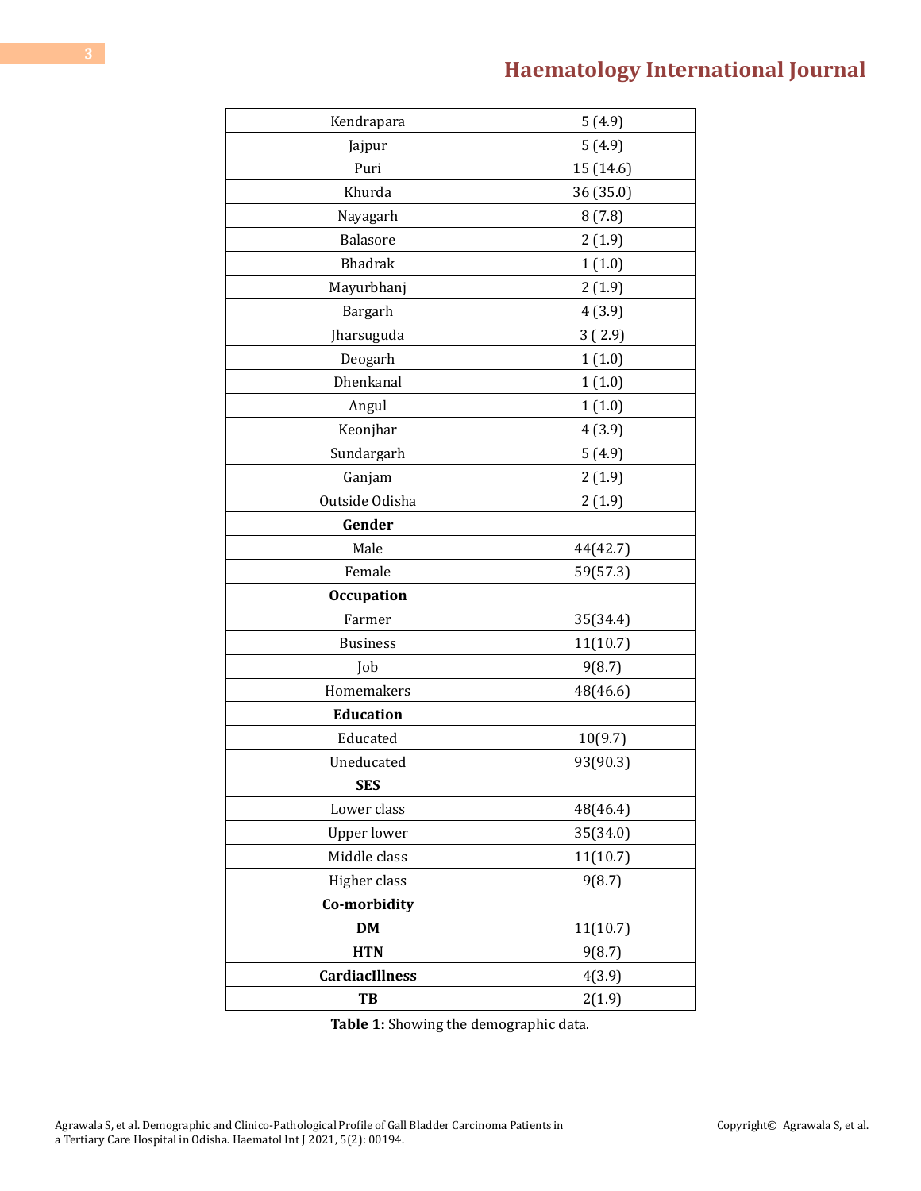| | |
|---|---|
| Kendrapara | 5 (4.9) |
| Jajpur | 5 (4.9) |
| Puri | 15 (14.6) |
| Khurda | 36 (35.0) |
| Nayagarh | 8 (7.8) |
| Balasore | 2 (1.9) |
| Bhadrak | 1 (1.0) |
| Mayurbhanj | 2 (1.9) |
| Bargarh | 4 (3.9) |
| Jharsuguda | 3 ( 2.9) |
| Deogarh | 1 (1.0) |
| Dhenkanal | 1 (1.0) |
| Angul | 1 (1.0) |
| Keonjhar | 4 (3.9) |
| Sundargarh | 5 (4.9) |
| Ganjam | 2 (1.9) |
| Outside Odisha | 2 (1.9) |
| **Gender** | |
| Male | 44(42.7) |
| Female | 59(57.3) |
| **Occupation** | |
| Farmer | 35(34.4) |
| Business | 11(10.7) |
| Job | 9(8.7) |
| Homemakers | 48(46.6) |
| **Education** | |
| Educated | 10(9.7) |
| Uneducated | 93(90.3) |
| **SES** | |
| Lower class | 48(46.4) |
| Upper lower | 35(34.0) |
| Middle class | 11(10.7) |
| Higher class | 9(8.7) |
| **Co-morbidity** | |
| **DM** | 11(10.7) |
| **HTN** | 9(8.7) |
| **CardiacIllness** | 4(3.9) |
| **TB** | 2(1.9) |

**Table 1:** Showing the demographic data.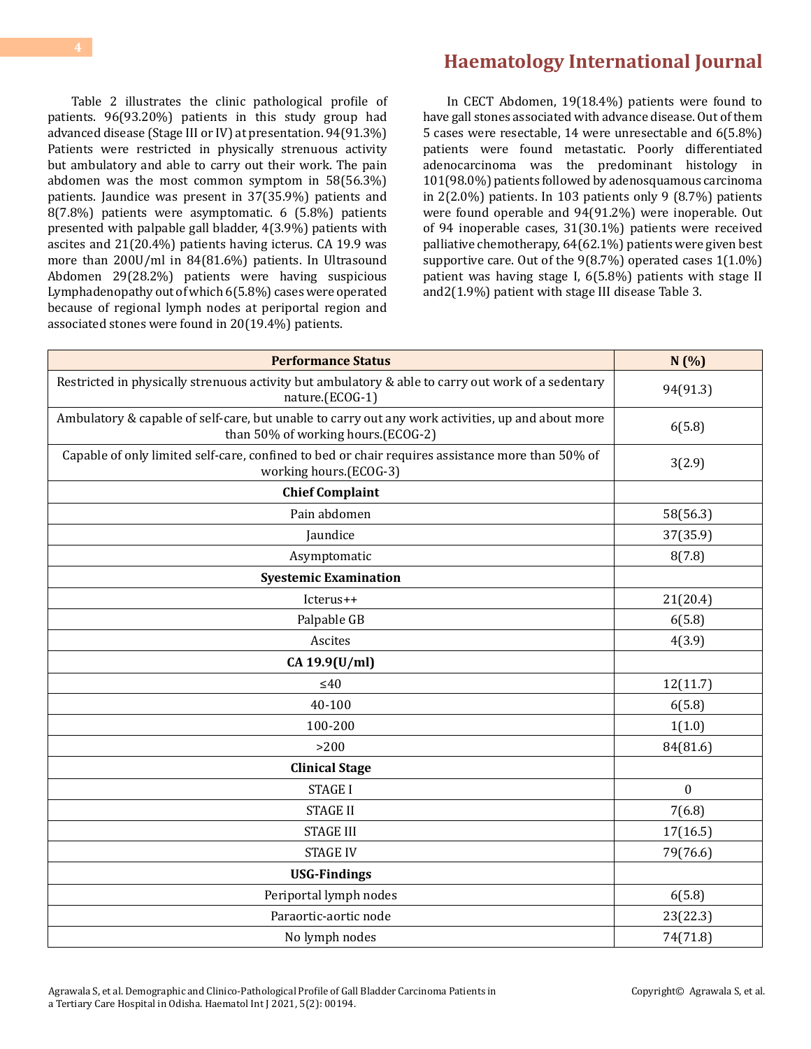Table 2 illustrates the clinic pathological profile of patients. 96(93.20%) patients in this study group had advanced disease (Stage III or IV) at presentation. 94(91.3%) Patients were restricted in physically strenuous activity but ambulatory and able to carry out their work. The pain abdomen was the most common symptom in 58(56.3%) patients. Jaundice was present in 37(35.9%) patients and 8(7.8%) patients were asymptomatic. 6 (5.8%) patients presented with palpable gall bladder, 4(3.9%) patients with ascites and 21(20.4%) patients having icterus. CA 19.9 was more than 200U/ml in 84(81.6%) patients. In Ultrasound Abdomen 29(28.2%) patients were having suspicious Lymphadenopathy out of which 6(5.8%) cases were operated because of regional lymph nodes at periportal region and associated stones were found in 20(19.4%) patients.

In CECT Abdomen, 19(18.4%) patients were found to have gall stones associated with advance disease. Out of them 5 cases were resectable, 14 were unresectable and 6(5.8%) patients were found metastatic. Poorly differentiated adenocarcinoma was the predominant histology in 101(98.0%) patients followed by adenosquamous carcinoma in 2(2.0%) patients. In 103 patients only 9 (8.7%) patients were found operable and 94(91.2%) were inoperable. Out of 94 inoperable cases, 31(30.1%) patients were received palliative chemotherapy, 64(62.1%) patients were given best supportive care. Out of the 9(8.7%) operated cases 1(1.0%) patient was having stage I, 6(5.8%) patients with stage II and2(1.9%) patient with stage III disease Table 3.

| **Performance Status** | **N (%)** |
|---|---|
| Restricted in physically strenuous activity but ambulatory & able to carry out work of a sedentary nature.(ECOG-1) | 94(91.3) |
| Ambulatory & capable of self-care, but unable to carry out any work activities, up and about more than 50% of working hours.(ECOG-2) | 6(5.8) |
| Capable of only limited self-care, confined to bed or chair requires assistance more than 50% of working hours.(ECOG-3) | 3(2.9) |
| **Chief Complaint** | |
| Pain abdomen | 58(56.3) |
| Jaundice | 37(35.9) |
| Asymptomatic | 8(7.8) |
| **Syestemic Examination** | |
| Icterus++ | 21(20.4) |
| Palpable GB | 6(5.8) |
| Ascites | 4(3.9) |
| **CA 19.9(U/ml)** | |
| ≤40 | 12(11.7) |
| 40-100 | 6(5.8) |
| 100-200 | 1(1.0) |
| >200 | 84(81.6) |
| **Clinical Stage** | |
| STAGE I | 0 |
| STAGE II | 7(6.8) |
| STAGE III | 17(16.5) |
| STAGE IV | 79(76.6) |
| **USG-Findings** | |
| Periportal lymph nodes | 6(5.8) |
| Paraortic-aortic node | 23(22.3) |
| No lymph nodes | 74(71.8) |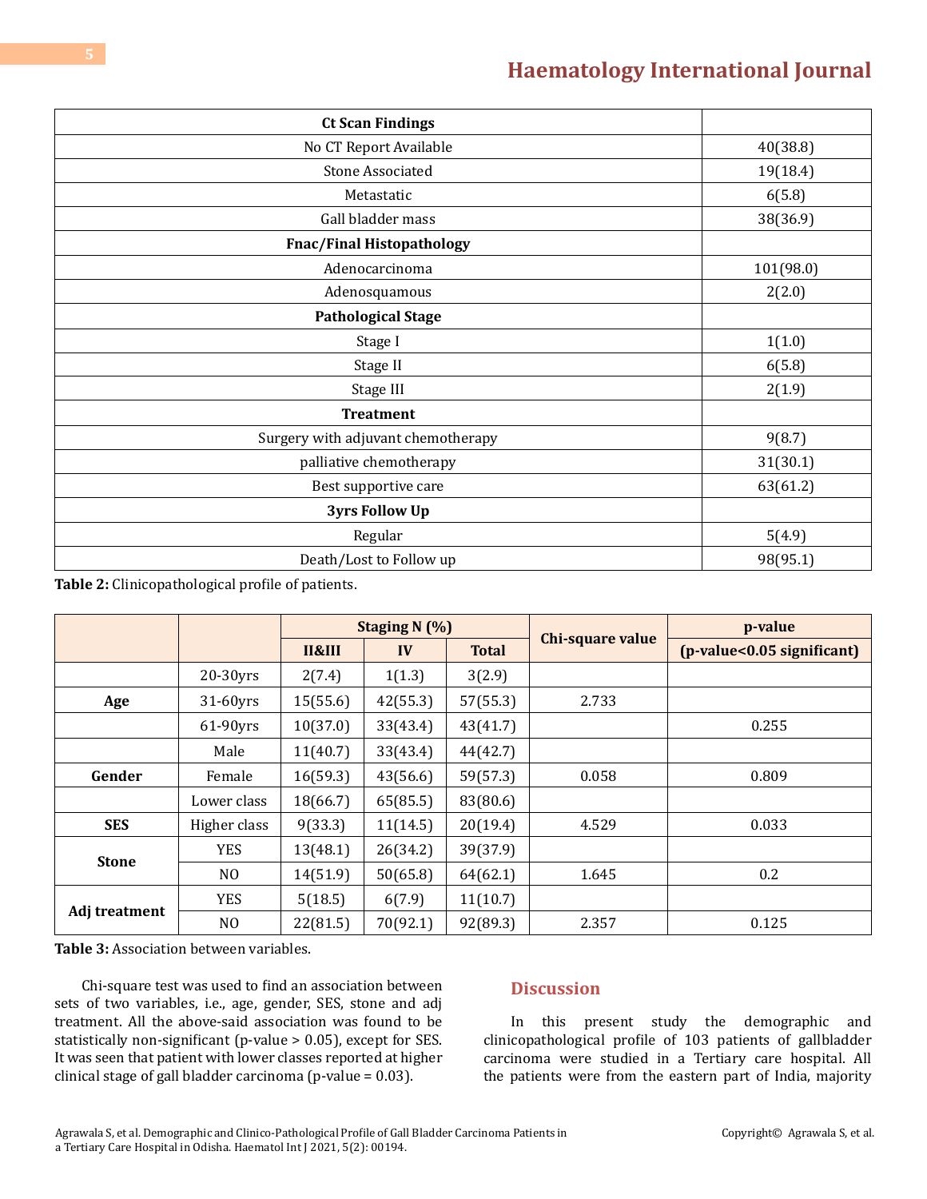| Ct Scan Findings | |
|---|---|
| No CT Report Available | 40(38.8) |
| Stone Associated | 19(18.4) |
| Metastatic | 6(5.8) |
| Gall bladder mass | 38(36.9) |
| **Fnac/Final Histopathology** | |
| Adenocarcinoma | 101(98.0) |
| Adenosquamous | 2(2.0) |
| **Pathological Stage** | |
| Stage I | 1(1.0) |
| Stage II | 6(5.8) |
| Stage III | 2(1.9) |
| **Treatment** | |
| Surgery with adjuvant chemotherapy | 9(8.7) |
| palliative chemotherapy | 31(30.1) |
| Best supportive care | 63(61.2) |
| **3yrs Follow Up** | |
| Regular | 5(4.9) |
| Death/Lost to Follow up | 98(95.1) |

**Table 2:** Clinicopathological profile of patients.

| | | Staging N (%) | | | Chi-square value | p-value |
|---|---|---|---|---|---|---|
| | | II&III | IV | Total | | (p-value<0.05 significant) |
| | 20-30yrs | 2(7.4) | 1(1.3) | 3(2.9) | | |
| **Age** | 31-60yrs | 15(55.6) | 42(55.3) | 57(55.3) | 2.733 | |
| | 61-90yrs | 10(37.0) | 33(43.4) | 43(41.7) | | 0.255 |
| | Male | 11(40.7) | 33(43.4) | 44(42.7) | | |
| **Gender** | Female | 16(59.3) | 43(56.6) | 59(57.3) | 0.058 | 0.809 |
| | Lower class | 18(66.7) | 65(85.5) | 83(80.6) | | |
| **SES** | Higher class | 9(33.3) | 11(14.5) | 20(19.4) | 4.529 | 0.033 |
| **Stone** | YES | 13(48.1) | 26(34.2) | 39(37.9) | | |
| | NO | 14(51.9) | 50(65.8) | 64(62.1) | 1.645 | 0.2 |
| **Adj treatment** | YES | 5(18.5) | 6(7.9) | 11(10.7) | | |
| | NO | 22(81.5) | 70(92.1) | 92(89.3) | 2.357 | 0.125 |

**Table 3:** Association between variables.

Chi-square test was used to find an association between sets of two variables, i.e., age, gender, SES, stone and adj treatment. All the above-said association was found to be statistically non-significant (p-value > 0.05), except for SES. It was seen that patient with lower classes reported at higher clinical stage of gall bladder carcinoma (p-value = 0.03).

## Discussion

In this present study the demographic and clinicopathological profile of 103 patients of gallbladder carcinoma were studied in a Tertiary care hospital. All the patients were from the eastern part of India, majority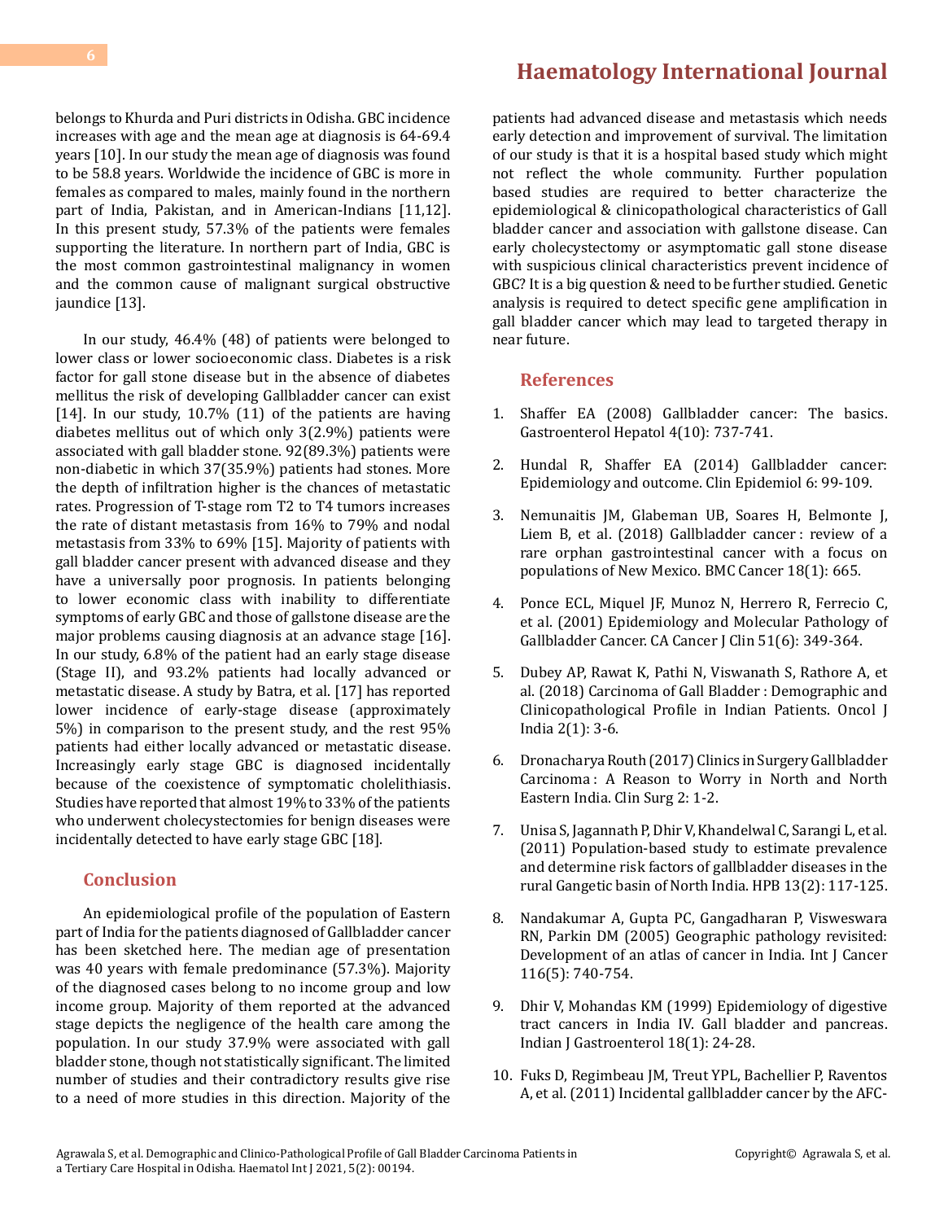belongs to Khurda and Puri districts in Odisha. GBC incidence increases with age and the mean age at diagnosis is 64-69.4 years [10]. In our study the mean age of diagnosis was found to be 58.8 years. Worldwide the incidence of GBC is more in females as compared to males, mainly found in the northern part of India, Pakistan, and in American-Indians [11,12]. In this present study, 57.3% of the patients were females supporting the literature. In northern part of India, GBC is the most common gastrointestinal malignancy in women and the common cause of malignant surgical obstructive jaundice [13].

In our study, 46.4% (48) of patients were belonged to lower class or lower socioeconomic class. Diabetes is a risk factor for gall stone disease but in the absence of diabetes mellitus the risk of developing Gallbladder cancer can exist [14]. In our study, 10.7% (11) of the patients are having diabetes mellitus out of which only 3(2.9%) patients were associated with gall bladder stone. 92(89.3%) patients were non-diabetic in which 37(35.9%) patients had stones. More the depth of infiltration higher is the chances of metastatic rates. Progression of T-stage rom T2 to T4 tumors increases the rate of distant metastasis from 16% to 79% and nodal metastasis from 33% to 69% [15]. Majority of patients with gall bladder cancer present with advanced disease and they have a universally poor prognosis. In patients belonging to lower economic class with inability to differentiate symptoms of early GBC and those of gallstone disease are the major problems causing diagnosis at an advance stage [16]. In our study, 6.8% of the patient had an early stage disease (Stage II), and 93.2% patients had locally advanced or metastatic disease. A study by Batra, et al. [17] has reported lower incidence of early-stage disease (approximately 5%) in comparison to the present study, and the rest 95% patients had either locally advanced or metastatic disease. Increasingly early stage GBC is diagnosed incidentally because of the coexistence of symptomatic cholelithiasis. Studies have reported that almost 19% to 33% of the patients who underwent cholecystectomies for benign diseases were incidentally detected to have early stage GBC [18].

## Conclusion

An epidemiological profile of the population of Eastern part of India for the patients diagnosed of Gallbladder cancer has been sketched here. The median age of presentation was 40 years with female predominance (57.3%). Majority of the diagnosed cases belong to no income group and low income group. Majority of them reported at the advanced stage depicts the negligence of the health care among the population. In our study 37.9% were associated with gall bladder stone, though not statistically significant. The limited number of studies and their contradictory results give rise to a need of more studies in this direction. Majority of the patients had advanced disease and metastasis which needs early detection and improvement of survival. The limitation of our study is that it is a hospital based study which might not reflect the whole community. Further population based studies are required to better characterize the epidemiological & clinicopathological characteristics of Gall bladder cancer and association with gallstone disease. Can early cholecystectomy or asymptomatic gall stone disease with suspicious clinical characteristics prevent incidence of GBC? It is a big question & need to be further studied. Genetic analysis is required to detect specific gene amplification in gall bladder cancer which may lead to targeted therapy in near future.

## References

1. Shaffer EA (2008) Gallbladder cancer: The basics. Gastroenterol Hepatol 4(10): 737-741.
2. Hundal R, Shaffer EA (2014) Gallbladder cancer: Epidemiology and outcome. Clin Epidemiol 6: 99-109.
3. Nemunaitis JM, Glabeman UB, Soares H, Belmonte J, Liem B, et al. (2018) Gallbladder cancer : review of a rare orphan gastrointestinal cancer with a focus on populations of New Mexico. BMC Cancer 18(1): 665.
4. Ponce ECL, Miquel JF, Munoz N, Herrero R, Ferrecio C, et al. (2001) Epidemiology and Molecular Pathology of Gallbladder Cancer. CA Cancer J Clin 51(6): 349-364.
5. Dubey AP, Rawat K, Pathi N, Viswanath S, Rathore A, et al. (2018) Carcinoma of Gall Bladder : Demographic and Clinicopathological Profile in Indian Patients. Oncol J India 2(1): 3-6.
6. Dronacharya Routh (2017) Clinics in Surgery Gallbladder Carcinoma : A Reason to Worry in North and North Eastern India. Clin Surg 2: 1-2.
7. Unisa S, Jagannath P, Dhir V, Khandelwal C, Sarangi L, et al. (2011) Population-based study to estimate prevalence and determine risk factors of gallbladder diseases in the rural Gangetic basin of North India. HPB 13(2): 117-125.
8. Nandakumar A, Gupta PC, Gangadharan P, Visweswara RN, Parkin DM (2005) Geographic pathology revisited: Development of an atlas of cancer in India. Int J Cancer 116(5): 740-754.
9. Dhir V, Mohandas KM (1999) Epidemiology of digestive tract cancers in India IV. Gall bladder and pancreas. Indian J Gastroenterol 18(1): 24-28.
10. Fuks D, Regimbeau JM, Treut YPL, Bachellier P, Raventos A, et al. (2011) Incidental gallbladder cancer by the AFC-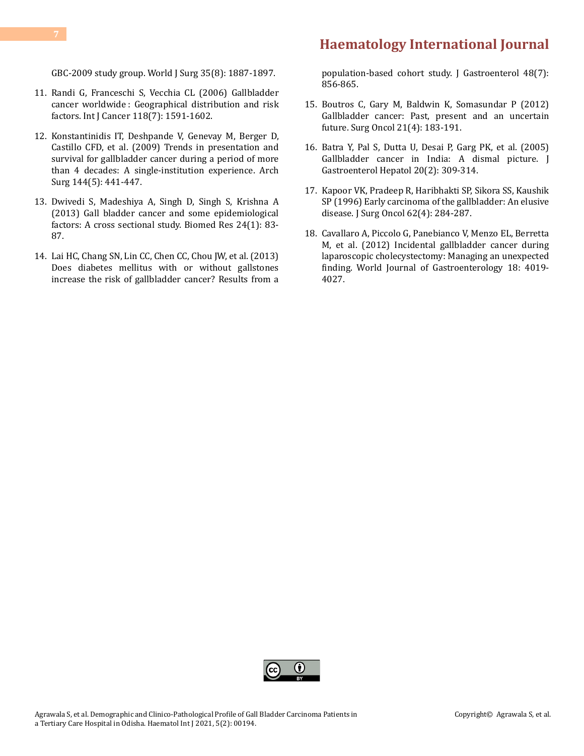GBC-2009 study group. World J Surg 35(8): 1887-1897.

11. Randi G, Franceschi S, Vecchia CL (2006) Gallbladder cancer worldwide : Geographical distribution and risk factors. Int J Cancer 118(7): 1591-1602.

12. Konstantinidis IT, Deshpande V, Genevay M, Berger D, Castillo CFD, et al. (2009) Trends in presentation and survival for gallbladder cancer during a period of more than 4 decades: A single-institution experience. Arch Surg 144(5): 441-447.

13. Dwivedi S, Madeshiya A, Singh D, Singh S, Krishna A (2013) Gall bladder cancer and some epidemiological factors: A cross sectional study. Biomed Res 24(1): 83-87.

14. Lai HC, Chang SN, Lin CC, Chen CC, Chou JW, et al. (2013) Does diabetes mellitus with or without gallstones increase the risk of gallbladder cancer? Results from a population-based cohort study. J Gastroenterol 48(7): 856-865.

15. Boutros C, Gary M, Baldwin K, Somasundar P (2012) Gallbladder cancer: Past, present and an uncertain future. Surg Oncol 21(4): 183-191.

16. Batra Y, Pal S, Dutta U, Desai P, Garg PK, et al. (2005) Gallbladder cancer in India: A dismal picture. J Gastroenterol Hepatol 20(2): 309-314.

17. Kapoor VK, Pradeep R, Haribhakti SP, Sikora SS, Kaushik SP (1996) Early carcinoma of the gallbladder: An elusive disease. J Surg Oncol 62(4): 284-287.

18. Cavallaro A, Piccolo G, Panebianco V, Menzo EL, Berretta M, et al. (2012) Incidental gallbladder cancer during laparoscopic cholecystectomy: Managing an unexpected finding. World Journal of Gastroenterology 18: 4019-4027.